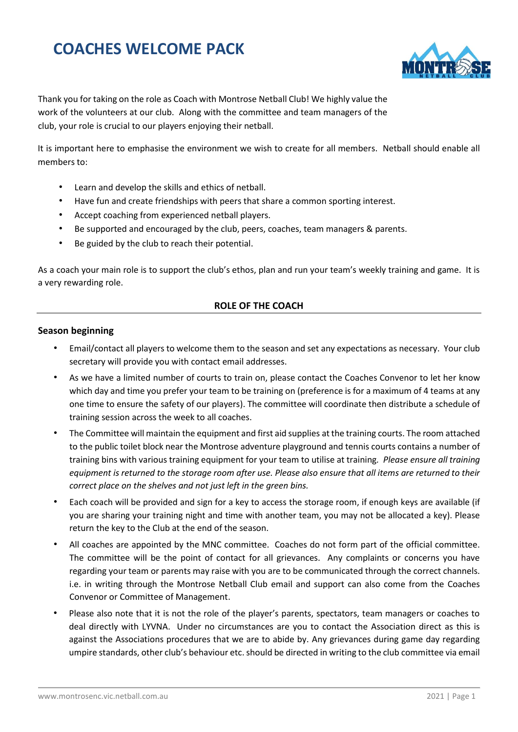# COACHES WELCOME PACK

Thank you for taking on the role as Coach with Montrose Netball Club! We highly value the work of the volunteers at our club. Along with the committee and team managers of the club, your role is crucial to our players enjoying their netball.

It is important here to emphasise the environment we wish to create for all members. Netball should enable all members to:

- Learn and develop the skills and ethics of netball.
- Have fun and create friendships with peers that share a common sporting interest.
- Accept coaching from experienced netball players.
- Be supported and encouraged by the club, peers, coaches, team managers & parents.
- Be guided by the club to reach their potential.

As a coach your main role is to support the club's ethos, plan and run your team's weekly training and game. It is a very rewarding role.

## ROLE OF THE COACH

### Season beginning

- Email/contact all players to welcome them to the season and set any expectations as necessary. Your club secretary will provide you with contact email addresses.
- As we have a limited number of courts to train on, please contact the Coaches Convenor to let her know which day and time you prefer your team to be training on (preference is for a maximum of 4 teams at any one time to ensure the safety of our players). The committee will coordinate then distribute a schedule of training session across the week to all coaches.
- The Committee will maintain the equipment and first aid supplies at the training courts. The room attached to the public toilet block near the Montrose adventure playground and tennis courts contains a number of training bins with various training equipment for your team to utilise at training. *Please ensure all training equipment is returned to the storage room after use. Please also ensure that all items are returned to their correct place on the shelves and not just left in the green bins.*
- Each coach will be provided and sign for a key to access the storage room, if enough keys are available (if you are sharing your training night and time with another team, you may not be allocated a key). Please return the key to the Club at the end of the season.
- All coaches are appointed by the MNC committee. Coaches do not form part of the official committee. The committee will be the point of contact for all grievances. Any complaints or concerns you have regarding your team or parents may raise with you are to be communicated through the correct channels. i.e. in writing through the Montrose Netball Club email and support can also come from the Coaches Convenor or Committee of Management.
- Please also note that it is not the role of the player's parents, spectators, team managers or coaches to deal directly with LYVNA. Under no circumstances are you to contact the Association direct as this is against the Associations procedures that we are to abide by. Any grievances during game day regarding umpire standards, other club's behaviour etc. should be directed in writing to the club committee via email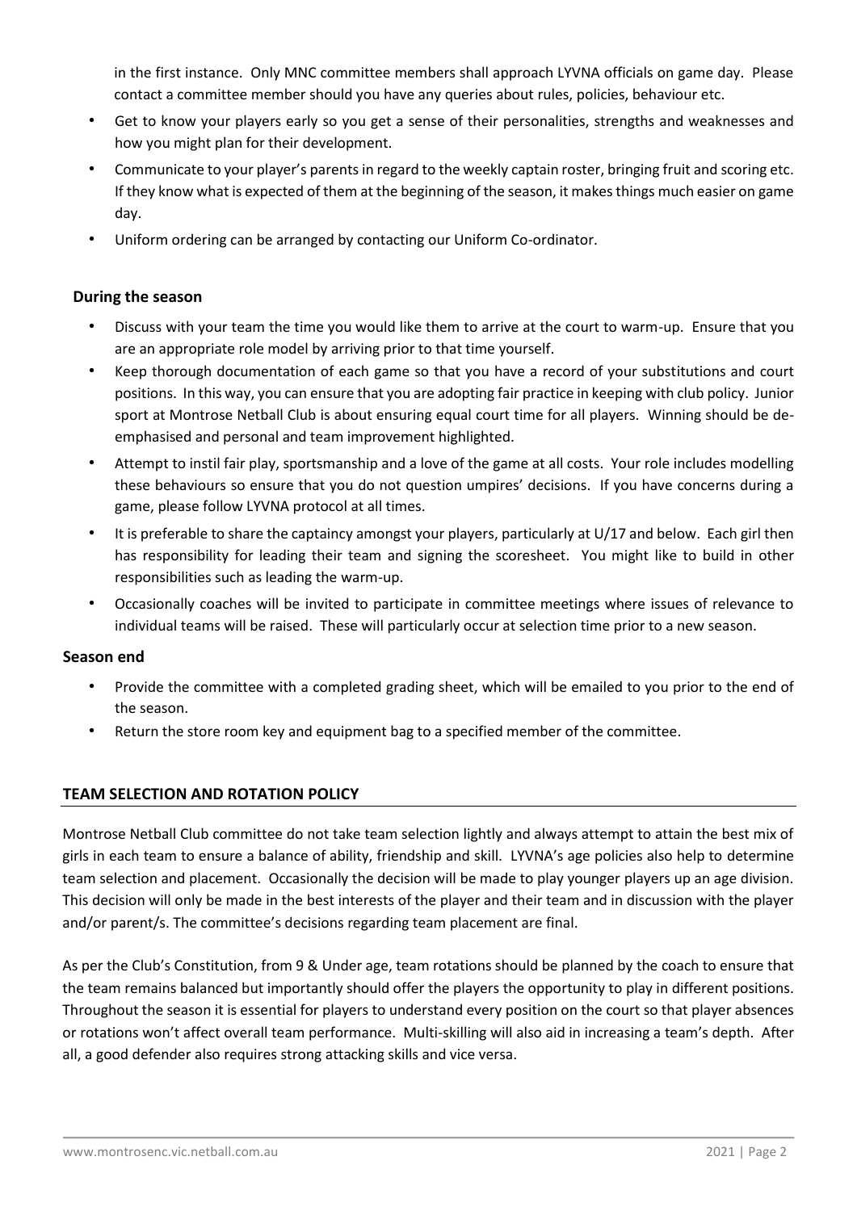in the first instance. Only MNC committee members shall approach LYVNA officials on game day. Please contact a committee member should you have any queries about rules, policies, behaviour etc.

- Get to know your players early so you get a sense of their personalities, strengths and weaknesses and how you might plan for their development.
- Communicate to your player's parents in regard to the weekly captain roster, bringing fruit and scoring etc. If they know what is expected of them at the beginning of the season, it makes things much easier on game day.
- Uniform ordering can be arranged by contacting our Uniform Co-ordinator.

### During the season

- Discuss with your team the time you would like them to arrive at the court to warm-up. Ensure that you are an appropriate role model by arriving prior to that time yourself.
- Keep thorough documentation of each game so that you have a record of your substitutions and court positions. In this way, you can ensure that you are adopting fair practice in keeping with club policy. Junior sport at Montrose Netball Club is about ensuring equal court time for all players. Winning should be de-emphasised and personal and team improvement highlighted.
- Attempt to instil fair play, sportsmanship and a love of the game at all costs. Your role includes modelling these behaviours so ensure that you do not question umpires' decisions. If you have concerns during a game, please follow LYVNA protocol at all times.
- It is preferable to share the captaincy amongst your players, particularly at U/17 and below. Each girl then has responsibility for leading their team and signing the scoresheet. You might like to build in other responsibilities such as leading the warm-up.
- Occasionally coaches will be invited to participate in committee meetings where issues of relevance to individual teams will be raised. These will particularly occur at selection time prior to a new season.

### Season end

- Provide the committee with a completed grading sheet, which will be emailed to you prior to the end of the season.
- Return the store room key and equipment bag to a specified member of the committee.

## TEAM SELECTION AND ROTATION POLICY

Montrose Netball Club committee do not take team selection lightly and always attempt to attain the best mix of girls in each team to ensure a balance of ability, friendship and skill. LYVNA's age policies also help to determine team selection and placement. Occasionally the decision will be made to play younger players up an age division. This decision will only be made in the best interests of the player and their team and in discussion with the player and/or parent/s. The committee's decisions regarding team placement are final.

As per the Club's Constitution, from 9 & Under age, team rotations should be planned by the coach to ensure that the team remains balanced but importantly should offer the players the opportunity to play in different positions. Throughout the season it is essential for players to understand every position on the court so that player absences or rotations won't affect overall team performance. Multi-skilling will also aid in increasing a team's depth. After all, a good defender also requires strong attacking skills and vice versa.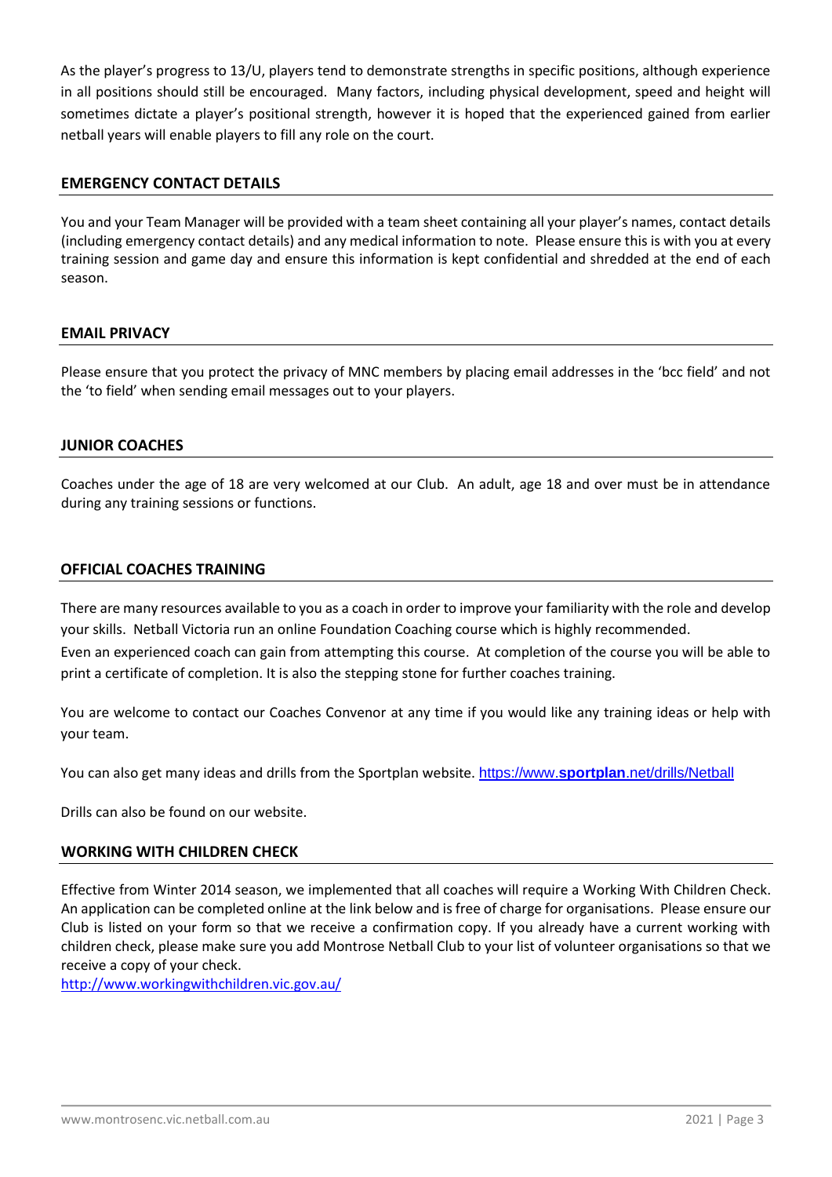As the player's progress to 13/U, players tend to demonstrate strengths in specific positions, although experience in all positions should still be encouraged. Many factors, including physical development, speed and height will sometimes dictate a player's positional strength, however it is hoped that the experienced gained from earlier netball years will enable players to fill any role on the court.

## EMERGENCY CONTACT DETAILS

You and your Team Manager will be provided with a team sheet containing all your player's names, contact details (including emergency contact details) and any medical information to note. Please ensure this is with you at every training session and game day and ensure this information is kept confidential and shredded at the end of each season.

## EMAIL PRIVACY

Please ensure that you protect the privacy of MNC members by placing email addresses in the 'bcc field' and not the 'to field' when sending email messages out to your players.

## JUNIOR COACHES

Coaches under the age of 18 are very welcomed at our Club. An adult, age 18 and over must be in attendance during any training sessions or functions.

## OFFICIAL COACHES TRAINING

There are many resources available to you as a coach in order to improve your familiarity with the role and develop your skills. Netball Victoria run an online Foundation Coaching course which is highly recommended.
Even an experienced coach can gain from attempting this course. At completion of the course you will be able to print a certificate of completion. It is also the stepping stone for further coaches training.

You are welcome to contact our Coaches Convenor at any time if you would like any training ideas or help with your team.

You can also get many ideas and drills from the Sportplan website. https://www.**sportplan**.net/drills/Netball

Drills can also be found on our website.

## WORKING WITH CHILDREN CHECK

Effective from Winter 2014 season, we implemented that all coaches will require a Working With Children Check. An application can be completed online at the link below and is free of charge for organisations. Please ensure our Club is listed on your form so that we receive a confirmation copy. If you already have a current working with children check, please make sure you add Montrose Netball Club to your list of volunteer organisations so that we receive a copy of your check.
http://www.workingwithchildren.vic.gov.au/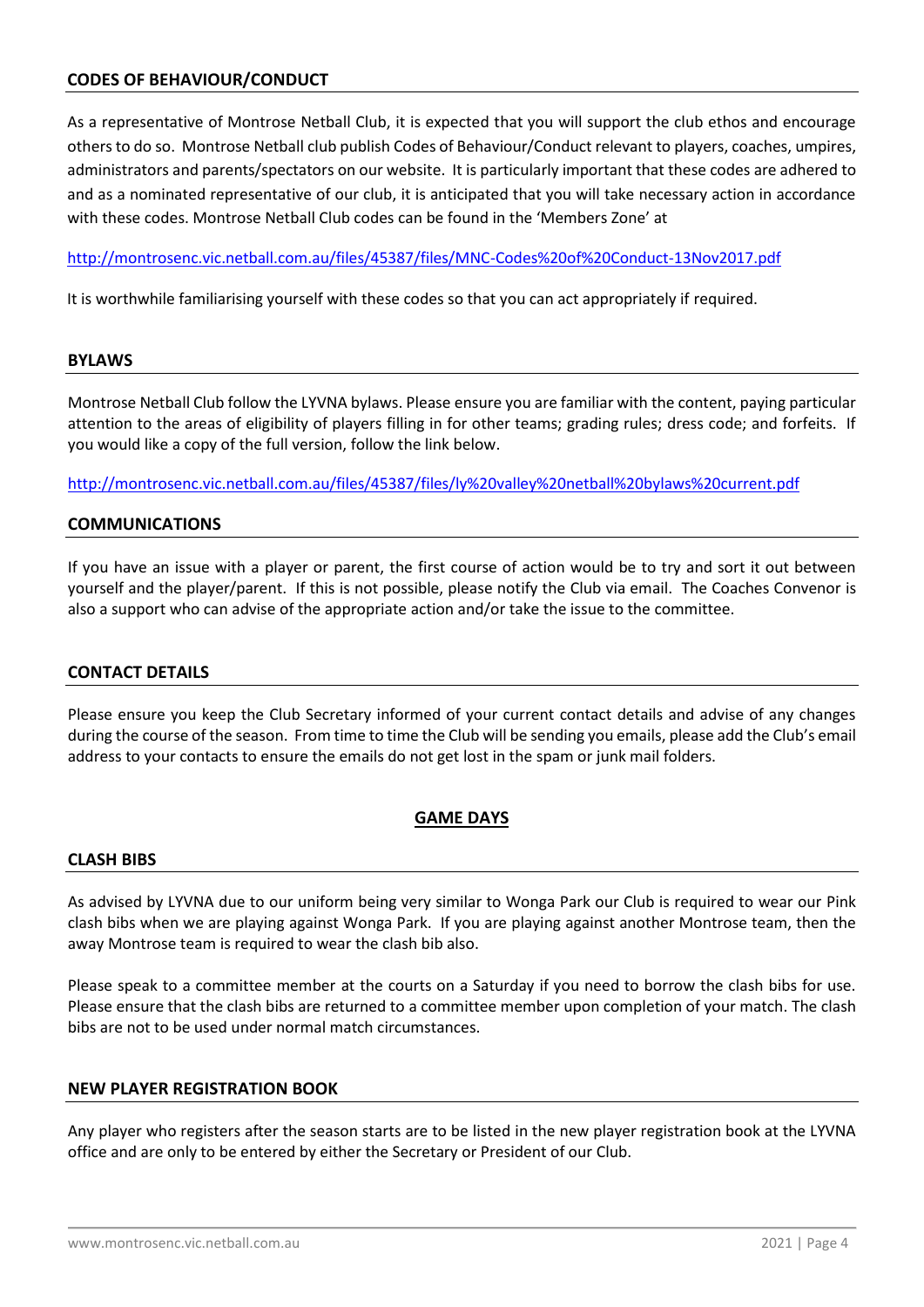## CODES OF BEHAVIOUR/CONDUCT

As a representative of Montrose Netball Club, it is expected that you will support the club ethos and encourage others to do so. Montrose Netball club publish Codes of Behaviour/Conduct relevant to players, coaches, umpires, administrators and parents/spectators on our website. It is particularly important that these codes are adhered to and as a nominated representative of our club, it is anticipated that you will take necessary action in accordance with these codes. Montrose Netball Club codes can be found in the 'Members Zone' at

http://montrosenc.vic.netball.com.au/files/45387/files/MNC-Codes%20of%20Conduct-13Nov2017.pdf

It is worthwhile familiarising yourself with these codes so that you can act appropriately if required.

## BYLAWS

Montrose Netball Club follow the LYVNA bylaws. Please ensure you are familiar with the content, paying particular attention to the areas of eligibility of players filling in for other teams; grading rules; dress code; and forfeits. If you would like a copy of the full version, follow the link below.

http://montrosenc.vic.netball.com.au/files/45387/files/ly%20valley%20netball%20bylaws%20current.pdf

## COMMUNICATIONS

If you have an issue with a player or parent, the first course of action would be to try and sort it out between yourself and the player/parent. If this is not possible, please notify the Club via email. The Coaches Convenor is also a support who can advise of the appropriate action and/or take the issue to the committee.

## CONTACT DETAILS

Please ensure you keep the Club Secretary informed of your current contact details and advise of any changes during the course of the season. From time to time the Club will be sending you emails, please add the Club's email address to your contacts to ensure the emails do not get lost in the spam or junk mail folders.

# GAME DAYS

## CLASH BIBS

As advised by LYVNA due to our uniform being very similar to Wonga Park our Club is required to wear our Pink clash bibs when we are playing against Wonga Park. If you are playing against another Montrose team, then the away Montrose team is required to wear the clash bib also.

Please speak to a committee member at the courts on a Saturday if you need to borrow the clash bibs for use. Please ensure that the clash bibs are returned to a committee member upon completion of your match. The clash bibs are not to be used under normal match circumstances.

## NEW PLAYER REGISTRATION BOOK

Any player who registers after the season starts are to be listed in the new player registration book at the LYVNA office and are only to be entered by either the Secretary or President of our Club.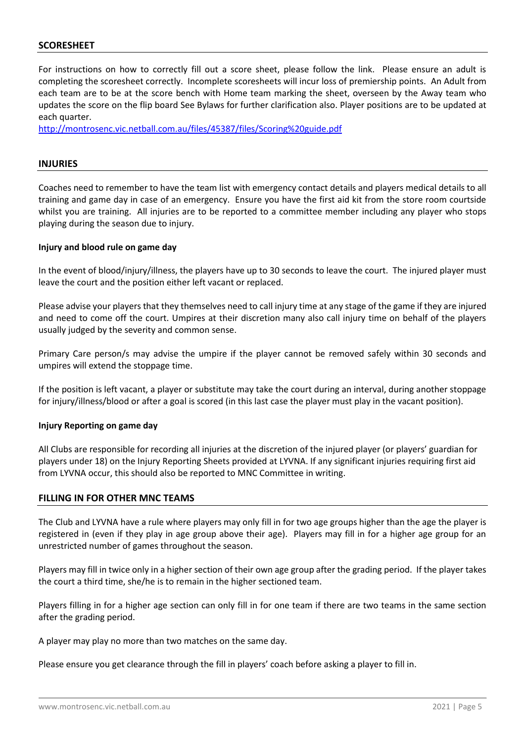## SCORESHEET

For instructions on how to correctly fill out a score sheet, please follow the link. Please ensure an adult is completing the scoresheet correctly. Incomplete scoresheets will incur loss of premiership points. An Adult from each team are to be at the score bench with Home team marking the sheet, overseen by the Away team who updates the score on the flip board See Bylaws for further clarification also. Player positions are to be updated at each quarter.

http://montrosenc.vic.netball.com.au/files/45387/files/Scoring%20guide.pdf

## INJURIES

Coaches need to remember to have the team list with emergency contact details and players medical details to all training and game day in case of an emergency. Ensure you have the first aid kit from the store room courtside whilst you are training. All injuries are to be reported to a committee member including any player who stops playing during the season due to injury.

### Injury and blood rule on game day

In the event of blood/injury/illness, the players have up to 30 seconds to leave the court. The injured player must leave the court and the position either left vacant or replaced.

Please advise your players that they themselves need to call injury time at any stage of the game if they are injured and need to come off the court. Umpires at their discretion many also call injury time on behalf of the players usually judged by the severity and common sense.

Primary Care person/s may advise the umpire if the player cannot be removed safely within 30 seconds and umpires will extend the stoppage time.

If the position is left vacant, a player or substitute may take the court during an interval, during another stoppage for injury/illness/blood or after a goal is scored (in this last case the player must play in the vacant position).

### Injury Reporting on game day

All Clubs are responsible for recording all injuries at the discretion of the injured player (or players' guardian for players under 18) on the Injury Reporting Sheets provided at LYVNA. If any significant injuries requiring first aid from LYVNA occur, this should also be reported to MNC Committee in writing.

## FILLING IN FOR OTHER MNC TEAMS

The Club and LYVNA have a rule where players may only fill in for two age groups higher than the age the player is registered in (even if they play in age group above their age). Players may fill in for a higher age group for an unrestricted number of games throughout the season.

Players may fill in twice only in a higher section of their own age group after the grading period. If the player takes the court a third time, she/he is to remain in the higher sectioned team.

Players filling in for a higher age section can only fill in for one team if there are two teams in the same section after the grading period.

A player may play no more than two matches on the same day.

Please ensure you get clearance through the fill in players' coach before asking a player to fill in.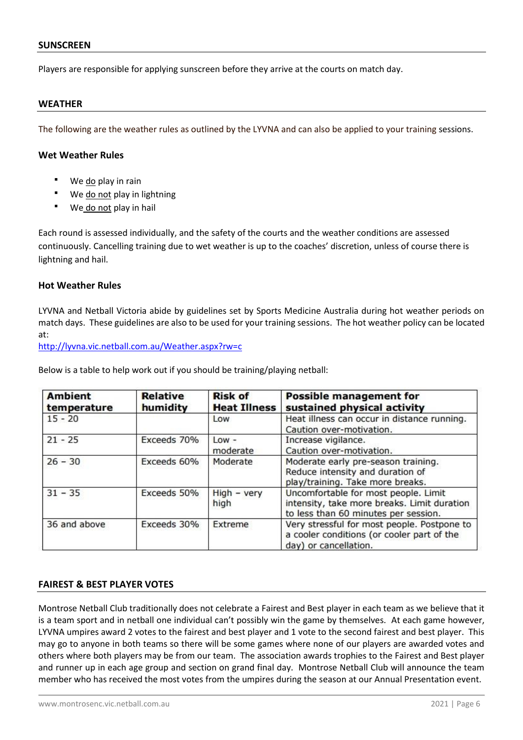## SUNSCREEN

Players are responsible for applying sunscreen before they arrive at the courts on match day.

## WEATHER

The following are the weather rules as outlined by the LYVNA and can also be applied to your training sessions.

### Wet Weather Rules

- We do play in rain
- We do not play in lightning
- We do not play in hail

Each round is assessed individually, and the safety of the courts and the weather conditions are assessed continuously. Cancelling training due to wet weather is up to the coaches' discretion, unless of course there is lightning and hail.

### Hot Weather Rules

LYVNA and Netball Victoria abide by guidelines set by Sports Medicine Australia during hot weather periods on match days. These guidelines are also to be used for your training sessions. The hot weather policy can be located at:
http://lyvna.vic.netball.com.au/Weather.aspx?rw=c

Below is a table to help work out if you should be training/playing netball:

| Ambient temperature | Relative humidity | Risk of Heat Illness | Possible management for sustained physical activity |
|---|---|---|---|
| 15 - 20 | | Low | Heat illness can occur in distance running. Caution over-motivation. |
| 21 - 25 | Exceeds 70% | Low - moderate | Increase vigilance. Caution over-motivation. |
| 26 – 30 | Exceeds 60% | Moderate | Moderate early pre-season training. Reduce intensity and duration of play/training. Take more breaks. |
| 31 – 35 | Exceeds 50% | High – very high | Uncomfortable for most people. Limit intensity, take more breaks. Limit duration to less than 60 minutes per session. |
| 36 and above | Exceeds 30% | Extreme | Very stressful for most people. Postpone to a cooler conditions (or cooler part of the day) or cancellation. |

## FAIREST & BEST PLAYER VOTES

Montrose Netball Club traditionally does not celebrate a Fairest and Best player in each team as we believe that it is a team sport and in netball one individual can't possibly win the game by themselves. At each game however, LYVNA umpires award 2 votes to the fairest and best player and 1 vote to the second fairest and best player. This may go to anyone in both teams so there will be some games where none of our players are awarded votes and others where both players may be from our team. The association awards trophies to the Fairest and Best player and runner up in each age group and section on grand final day. Montrose Netball Club will announce the team member who has received the most votes from the umpires during the season at our Annual Presentation event.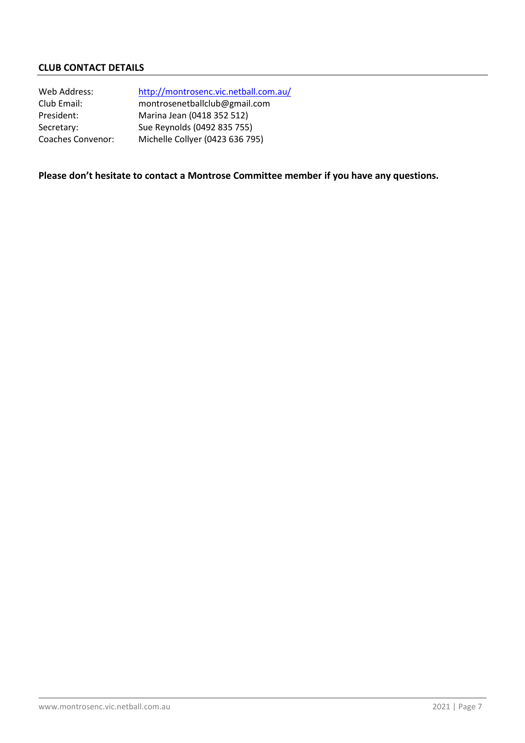## CLUB CONTACT DETAILS

| | |
|---|---|
| Web Address: | http://montrosenc.vic.netball.com.au/ |
| Club Email: | montrosenetballclub@gmail.com |
| President: | Marina Jean (0418 352 512) |
| Secretary: | Sue Reynolds (0492 835 755) |
| Coaches Convenor: | Michelle Collyer (0423 636 795) |

**Please don't hesitate to contact a Montrose Committee member if you have any questions.**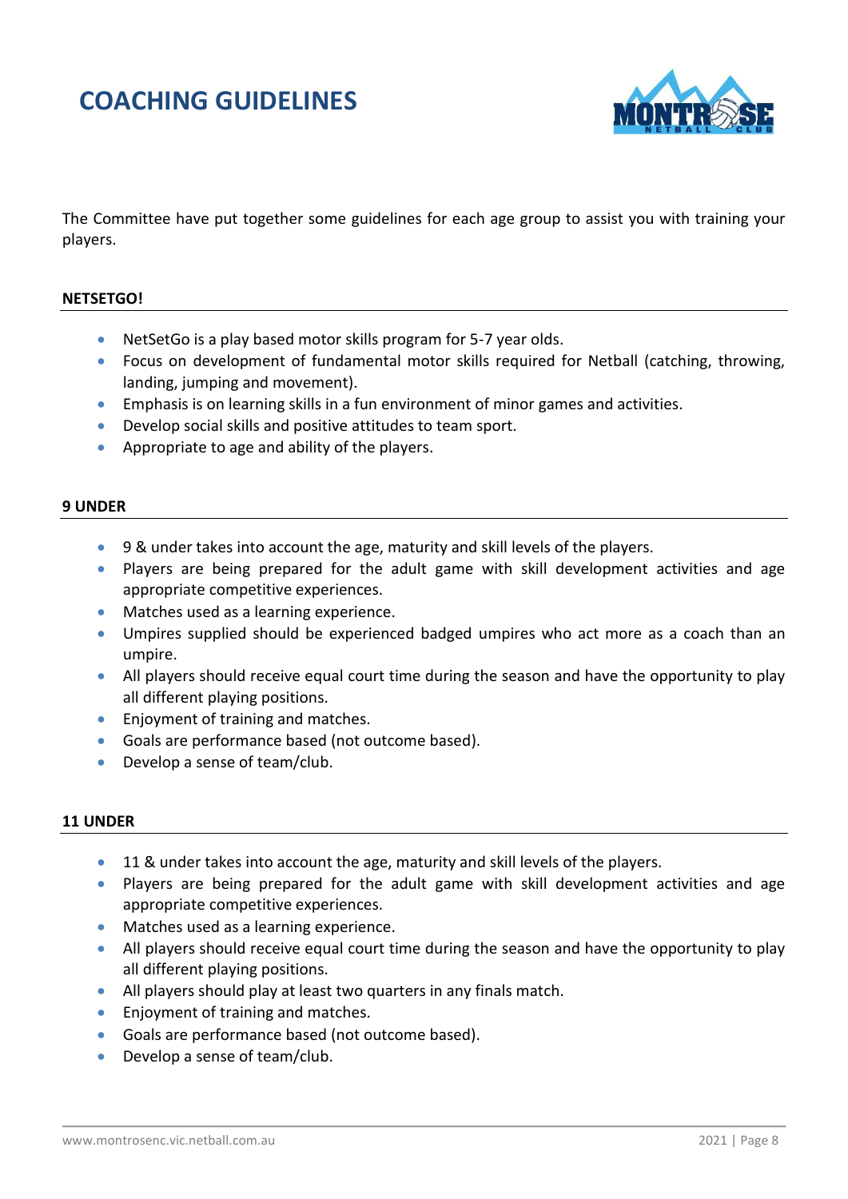# COACHING GUIDELINES

The Committee have put together some guidelines for each age group to assist you with training your players.

## NETSETGO!

- NetSetGo is a play based motor skills program for 5-7 year olds.
- Focus on development of fundamental motor skills required for Netball (catching, throwing, landing, jumping and movement).
- Emphasis is on learning skills in a fun environment of minor games and activities.
- Develop social skills and positive attitudes to team sport.
- Appropriate to age and ability of the players.

## 9 UNDER

- 9 & under takes into account the age, maturity and skill levels of the players.
- Players are being prepared for the adult game with skill development activities and age appropriate competitive experiences.
- Matches used as a learning experience.
- Umpires supplied should be experienced badged umpires who act more as a coach than an umpire.
- All players should receive equal court time during the season and have the opportunity to play all different playing positions.
- Enjoyment of training and matches.
- Goals are performance based (not outcome based).
- Develop a sense of team/club.

## 11 UNDER

- 11 & under takes into account the age, maturity and skill levels of the players.
- Players are being prepared for the adult game with skill development activities and age appropriate competitive experiences.
- Matches used as a learning experience.
- All players should receive equal court time during the season and have the opportunity to play all different playing positions.
- All players should play at least two quarters in any finals match.
- Enjoyment of training and matches.
- Goals are performance based (not outcome based).
- Develop a sense of team/club.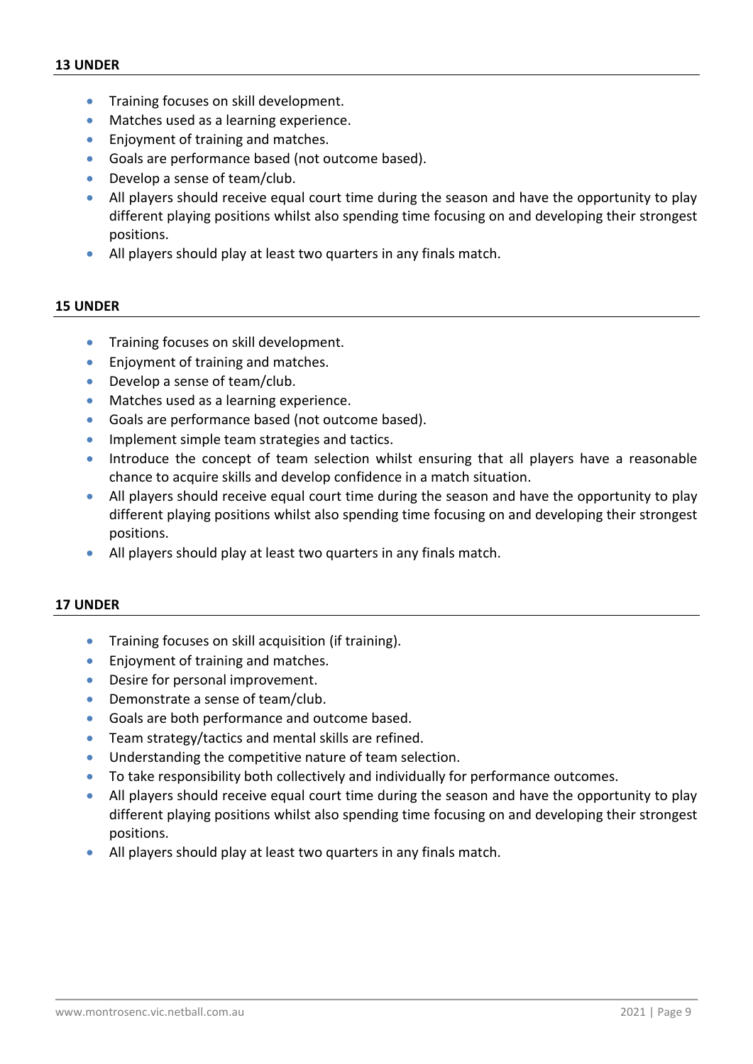### 13 UNDER

- Training focuses on skill development.
- Matches used as a learning experience.
- Enjoyment of training and matches.
- Goals are performance based (not outcome based).
- Develop a sense of team/club.
- All players should receive equal court time during the season and have the opportunity to play different playing positions whilst also spending time focusing on and developing their strongest positions.
- All players should play at least two quarters in any finals match.

### 15 UNDER

- Training focuses on skill development.
- Enjoyment of training and matches.
- Develop a sense of team/club.
- Matches used as a learning experience.
- Goals are performance based (not outcome based).
- Implement simple team strategies and tactics.
- Introduce the concept of team selection whilst ensuring that all players have a reasonable chance to acquire skills and develop confidence in a match situation.
- All players should receive equal court time during the season and have the opportunity to play different playing positions whilst also spending time focusing on and developing their strongest positions.
- All players should play at least two quarters in any finals match.

### 17 UNDER

- Training focuses on skill acquisition (if training).
- Enjoyment of training and matches.
- Desire for personal improvement.
- Demonstrate a sense of team/club.
- Goals are both performance and outcome based.
- Team strategy/tactics and mental skills are refined.
- Understanding the competitive nature of team selection.
- To take responsibility both collectively and individually for performance outcomes.
- All players should receive equal court time during the season and have the opportunity to play different playing positions whilst also spending time focusing on and developing their strongest positions.
- All players should play at least two quarters in any finals match.